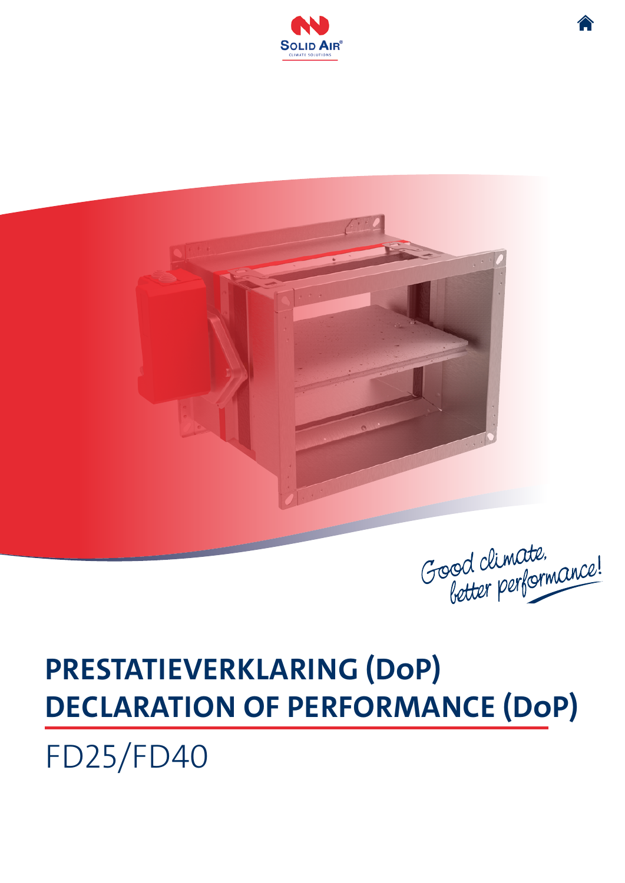SOLID AIR®
CLIMATE SOLUTIONS

Good climate, better performance!

# PRESTATIEVERKLARING (DoP)
# DECLARATION OF PERFORMANCE (DoP)

FD25/FD40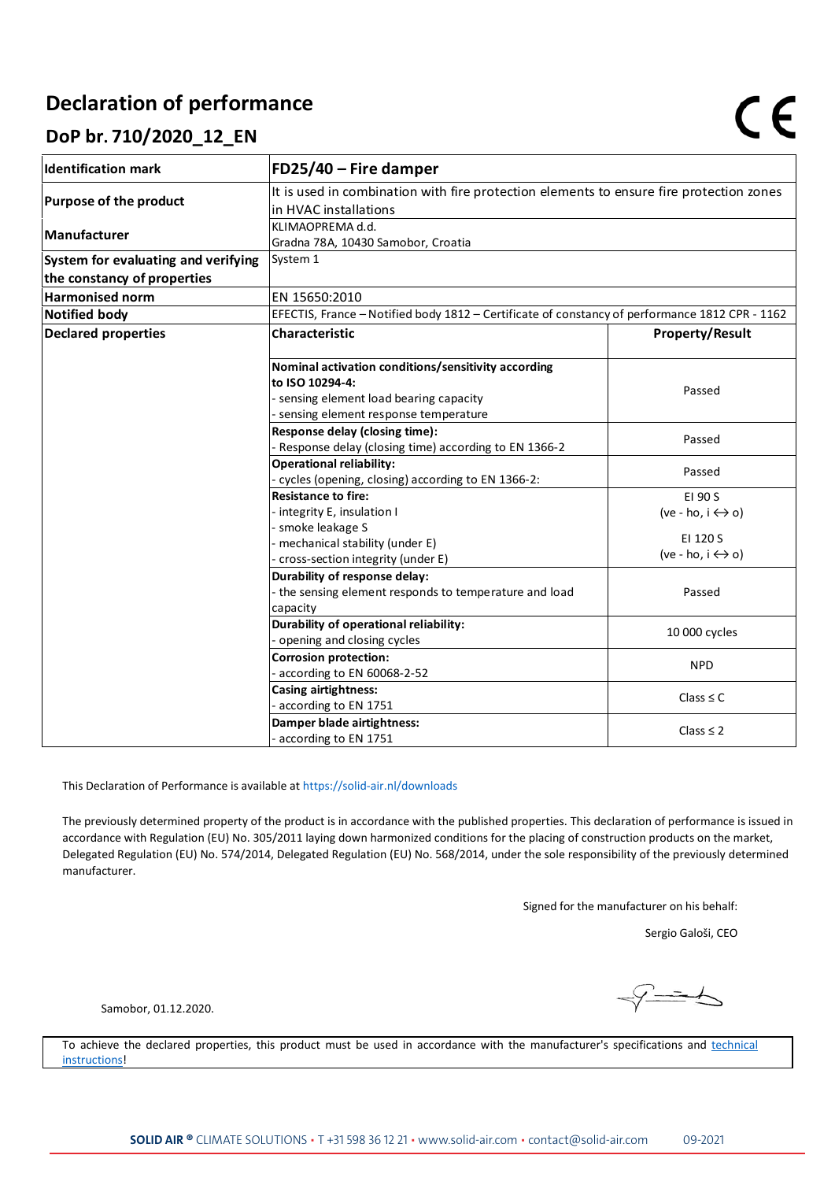# Declaration of performance

## DoP br. 710/2020_12_EN

CE

| | | |
|---|---|---|
| **Identification mark** | **FD25/40 – Fire damper** | |
| **Purpose of the product** | It is used in combination with fire protection elements to ensure fire protection zones in HVAC installations | |
| **Manufacturer** | KLIMAOPREMA d.d.<br>Gradna 78A, 10430 Samobor, Croatia | |
| **System for evaluating and verifying the constancy of properties** | System 1 | |
| **Harmonised norm** | EN 15650:2010 | |
| **Notified body** | EFECTIS, France – Notified body 1812 – Certificate of constancy of performance 1812 CPR - 1162 | |
| **Declared properties** | **Characteristic** | **Property/Result** |
| | **Nominal activation conditions/sensitivity according to ISO 10294-4:**<br>- sensing element load bearing capacity<br>- sensing element response temperature | Passed |
| | **Response delay (closing time):**<br>- Response delay (closing time) according to EN 1366-2 | Passed |
| | **Operational reliability:**<br>- cycles (opening, closing) according to EN 1366-2: | Passed |
| | **Resistance to fire:**<br>- integrity E, insulation I<br>- smoke leakage S<br>- mechanical stability (under E)<br>- cross-section integrity (under E) | EI 90 S<br>(ve - ho, i ↔ o)<br><br>EI 120 S<br>(ve - ho, i ↔ o) |
| | **Durability of response delay:**<br>- the sensing element responds to temperature and load capacity | Passed |
| | **Durability of operational reliability:**<br>- opening and closing cycles | 10 000 cycles |
| | **Corrosion protection:**<br>- according to EN 60068-2-52 | NPD |
| | **Casing airtightness:**<br>- according to EN 1751 | Class ≤ C |
| | **Damper blade airtightness:**<br>- according to EN 1751 | Class ≤ 2 |

This Declaration of Performance is available at https://solid-air.nl/downloads

The previously determined property of the product is in accordance with the published properties. This declaration of performance is issued in accordance with Regulation (EU) No. 305/2011 laying down harmonized conditions for the placing of construction products on the market, Delegated Regulation (EU) No. 574/2014, Delegated Regulation (EU) No. 568/2014, under the sole responsibility of the previously determined manufacturer.

Signed for the manufacturer on his behalf:

Sergio Galoši, CEO

Samobor, 01.12.2020.

To achieve the declared properties, this product must be used in accordance with the manufacturer's specifications and technical instructions!

**SOLID AIR ®** CLIMATE SOLUTIONS • T +31 598 36 12 21 • www.solid-air.com • contact@solid-air.com 09-2021